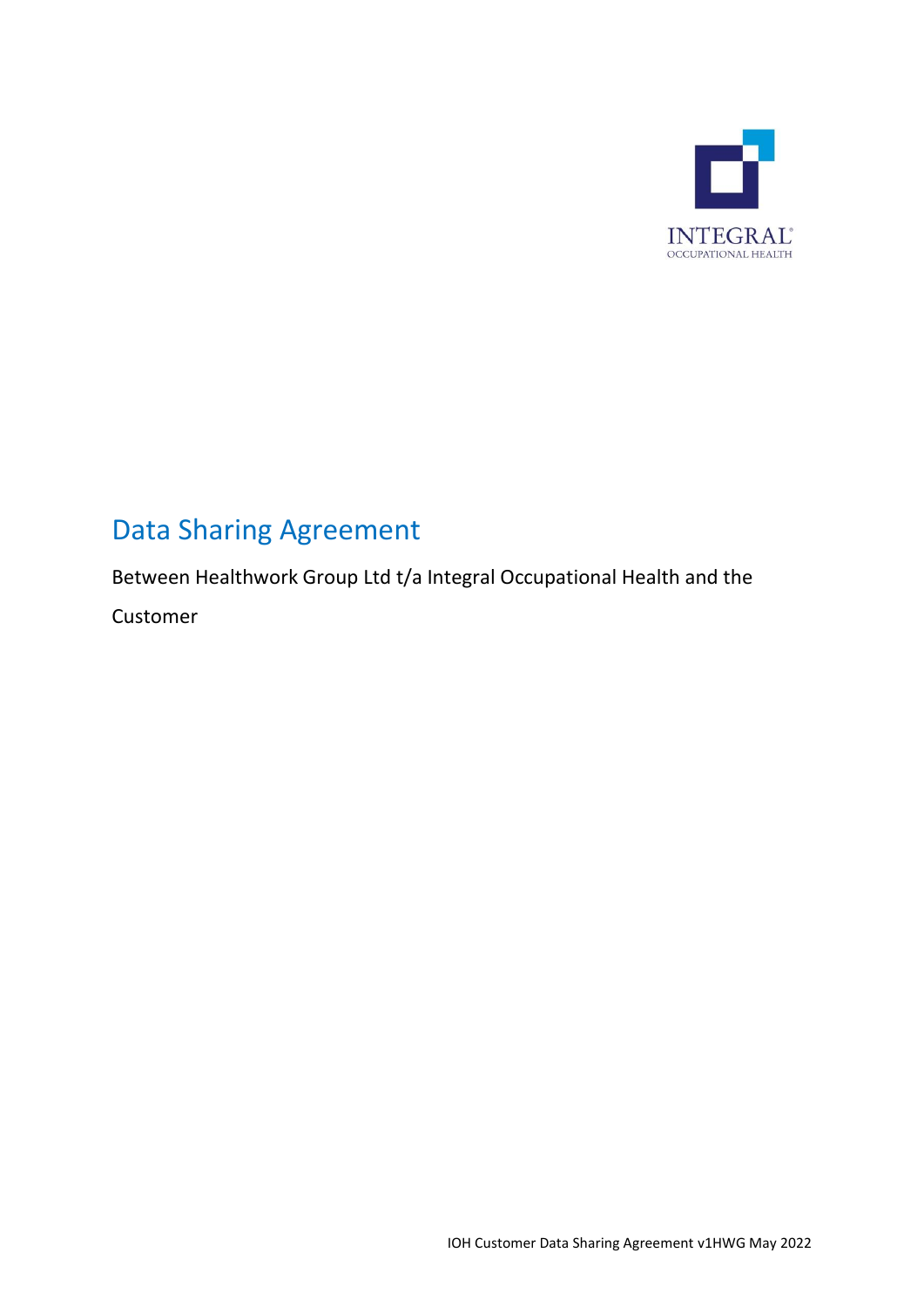INTEGRAL
OCCUPATIONAL HEALTH

# Data Sharing Agreement

Between Healthwork Group Ltd t/a Integral Occupational Health and the Customer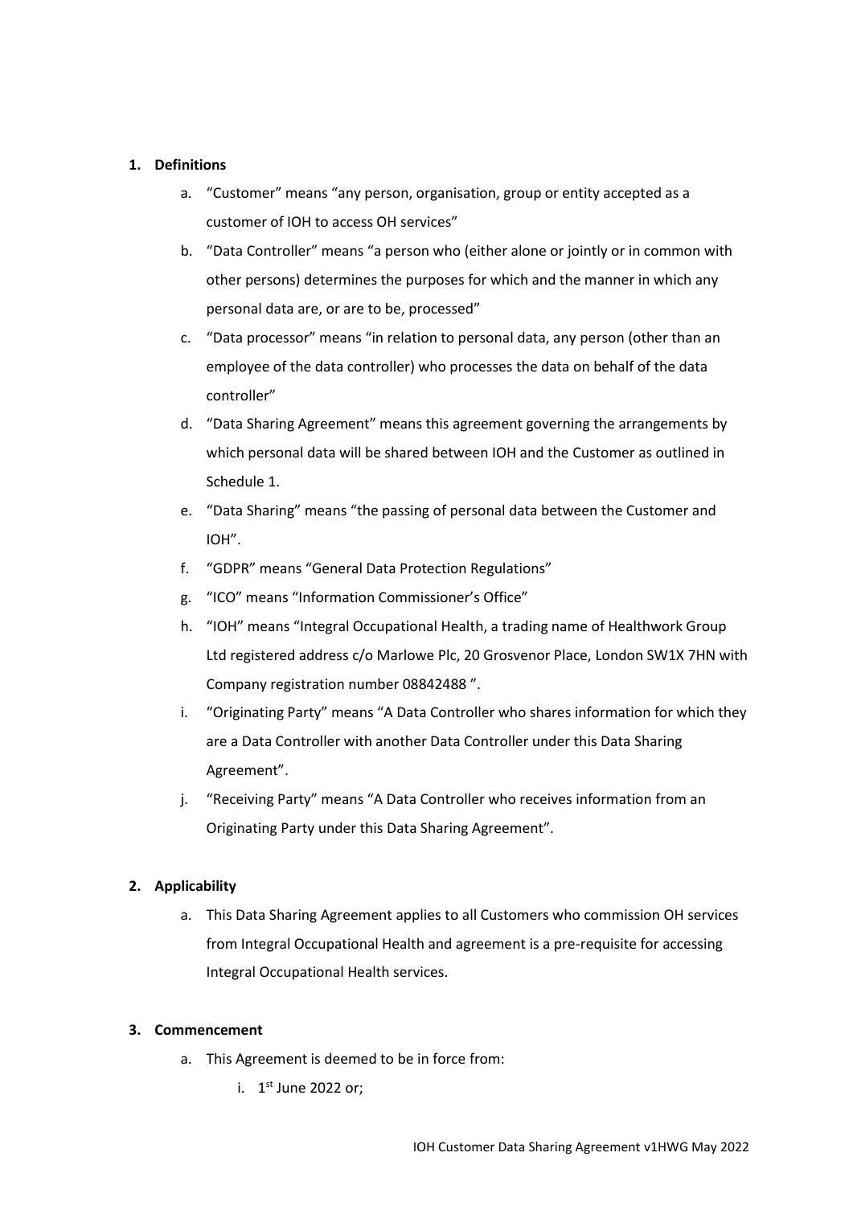1. **Definitions**

    a. "Customer" means "any person, organisation, group or entity accepted as a customer of IOH to access OH services"

    b. "Data Controller" means "a person who (either alone or jointly or in common with other persons) determines the purposes for which and the manner in which any personal data are, or are to be, processed"

    c. "Data processor" means "in relation to personal data, any person (other than an employee of the data controller) who processes the data on behalf of the data controller"

    d. "Data Sharing Agreement" means this agreement governing the arrangements by which personal data will be shared between IOH and the Customer as outlined in Schedule 1.

    e. "Data Sharing" means "the passing of personal data between the Customer and IOH".

    f. "GDPR" means "General Data Protection Regulations"

    g. "ICO" means "Information Commissioner's Office"

    h. "IOH" means "Integral Occupational Health, a trading name of Healthwork Group Ltd registered address c/o Marlowe Plc, 20 Grosvenor Place, London SW1X 7HN with Company registration number 08842488 ".

    i. "Originating Party" means "A Data Controller who shares information for which they are a Data Controller with another Data Controller under this Data Sharing Agreement".

    j. "Receiving Party" means "A Data Controller who receives information from an Originating Party under this Data Sharing Agreement".

2. **Applicability**

    a. This Data Sharing Agreement applies to all Customers who commission OH services from Integral Occupational Health and agreement is a pre-requisite for accessing Integral Occupational Health services.

3. **Commencement**

    a. This Agreement is deemed to be in force from:

        i. 1st June 2022 or;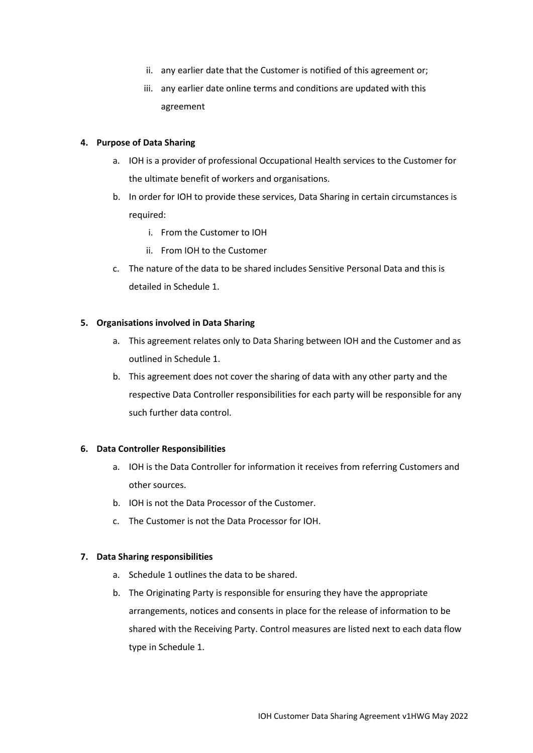ii. any earlier date that the Customer is notified of this agreement or;

   iii. any earlier date online terms and conditions are updated with this agreement

**4. Purpose of Data Sharing**

   a. IOH is a provider of professional Occupational Health services to the Customer for the ultimate benefit of workers and organisations.

   b. In order for IOH to provide these services, Data Sharing in certain circumstances is required:

      i. From the Customer to IOH

      ii. From IOH to the Customer

   c. The nature of the data to be shared includes Sensitive Personal Data and this is detailed in Schedule 1.

**5. Organisations involved in Data Sharing**

   a. This agreement relates only to Data Sharing between IOH and the Customer and as outlined in Schedule 1.

   b. This agreement does not cover the sharing of data with any other party and the respective Data Controller responsibilities for each party will be responsible for any such further data control.

**6. Data Controller Responsibilities**

   a. IOH is the Data Controller for information it receives from referring Customers and other sources.

   b. IOH is not the Data Processor of the Customer.

   c. The Customer is not the Data Processor for IOH.

**7. Data Sharing responsibilities**

   a. Schedule 1 outlines the data to be shared.

   b. The Originating Party is responsible for ensuring they have the appropriate arrangements, notices and consents in place for the release of information to be shared with the Receiving Party. Control measures are listed next to each data flow type in Schedule 1.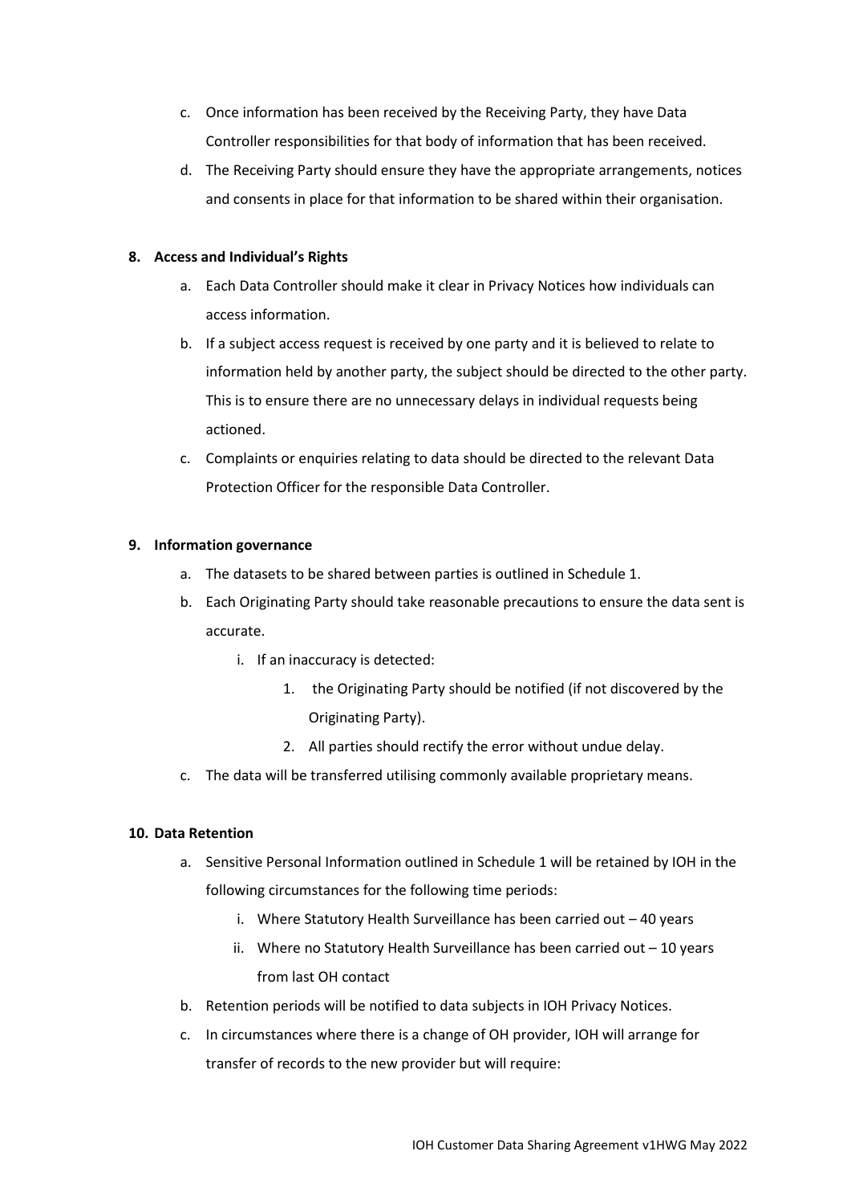c. Once information has been received by the Receiving Party, they have Data Controller responsibilities for that body of information that has been received.

d. The Receiving Party should ensure they have the appropriate arrangements, notices and consents in place for that information to be shared within their organisation.

**8. Access and Individual's Rights**

a. Each Data Controller should make it clear in Privacy Notices how individuals can access information.

b. If a subject access request is received by one party and it is believed to relate to information held by another party, the subject should be directed to the other party. This is to ensure there are no unnecessary delays in individual requests being actioned.

c. Complaints or enquiries relating to data should be directed to the relevant Data Protection Officer for the responsible Data Controller.

**9. Information governance**

a. The datasets to be shared between parties is outlined in Schedule 1.

b. Each Originating Party should take reasonable precautions to ensure the data sent is accurate.

   i. If an inaccuracy is detected:

      1. the Originating Party should be notified (if not discovered by the Originating Party).

      2. All parties should rectify the error without undue delay.

c. The data will be transferred utilising commonly available proprietary means.

**10. Data Retention**

a. Sensitive Personal Information outlined in Schedule 1 will be retained by IOH in the following circumstances for the following time periods:

   i. Where Statutory Health Surveillance has been carried out – 40 years

   ii. Where no Statutory Health Surveillance has been carried out – 10 years from last OH contact

b. Retention periods will be notified to data subjects in IOH Privacy Notices.

c. In circumstances where there is a change of OH provider, IOH will arrange for transfer of records to the new provider but will require: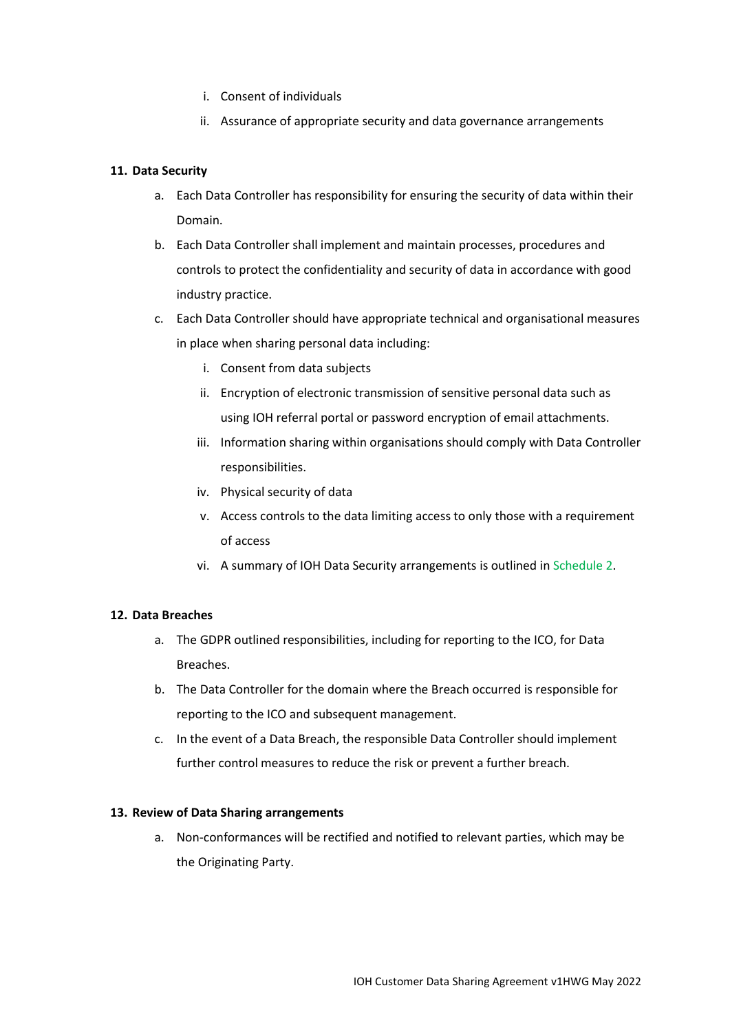i. Consent of individuals
   ii. Assurance of appropriate security and data governance arrangements

**11. Data Security**

a. Each Data Controller has responsibility for ensuring the security of data within their Domain.

b. Each Data Controller shall implement and maintain processes, procedures and controls to protect the confidentiality and security of data in accordance with good industry practice.

c. Each Data Controller should have appropriate technical and organisational measures in place when sharing personal data including:

   i. Consent from data subjects
   ii. Encryption of electronic transmission of sensitive personal data such as using IOH referral portal or password encryption of email attachments.
   iii. Information sharing within organisations should comply with Data Controller responsibilities.
   iv. Physical security of data
   v. Access controls to the data limiting access to only those with a requirement of access
   vi. A summary of IOH Data Security arrangements is outlined in Schedule 2.

**12. Data Breaches**

a. The GDPR outlined responsibilities, including for reporting to the ICO, for Data Breaches.

b. The Data Controller for the domain where the Breach occurred is responsible for reporting to the ICO and subsequent management.

c. In the event of a Data Breach, the responsible Data Controller should implement further control measures to reduce the risk or prevent a further breach.

**13. Review of Data Sharing arrangements**

a. Non-conformances will be rectified and notified to relevant parties, which may be the Originating Party.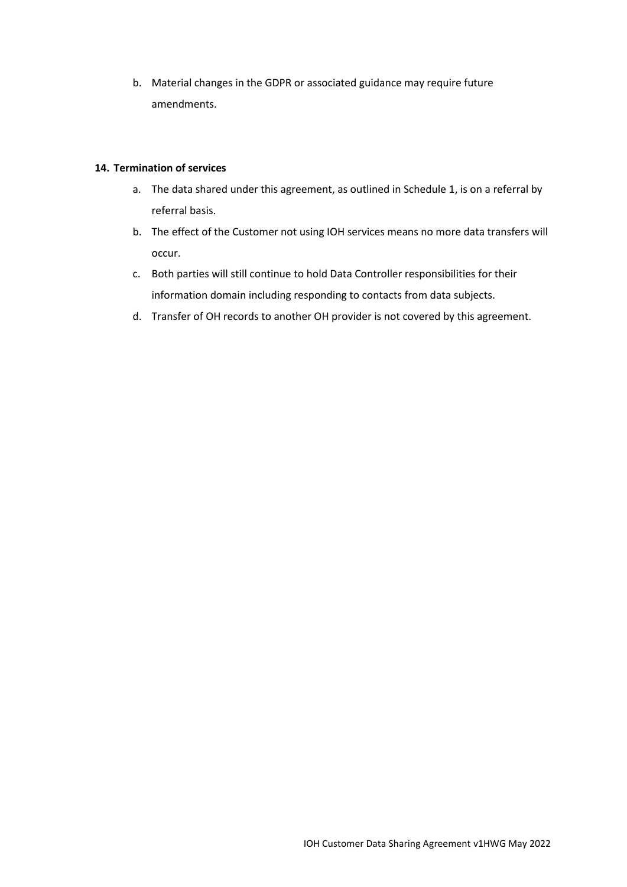b. Material changes in the GDPR or associated guidance may require future amendments.

## 14. Termination of services

a. The data shared under this agreement, as outlined in Schedule 1, is on a referral by referral basis.

b. The effect of the Customer not using IOH services means no more data transfers will occur.

c. Both parties will still continue to hold Data Controller responsibilities for their information domain including responding to contacts from data subjects.

d. Transfer of OH records to another OH provider is not covered by this agreement.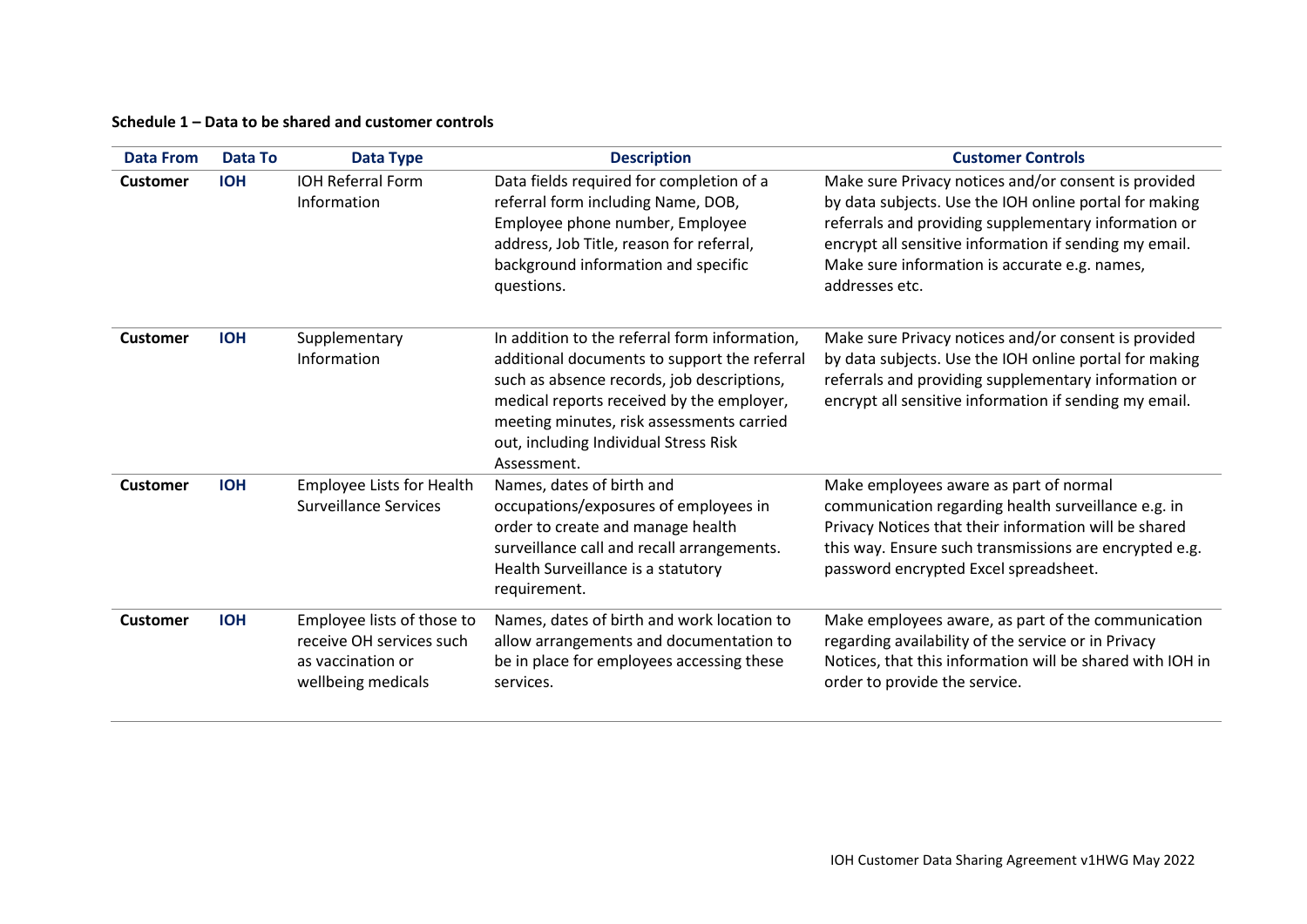**Schedule 1 – Data to be shared and customer controls**

| Data From | Data To | Data Type | Description | Customer Controls |
|---|---|---|---|---|
| **Customer** | **IOH** | IOH Referral Form Information | Data fields required for completion of a referral form including Name, DOB, Employee phone number, Employee address, Job Title, reason for referral, background information and specific questions. | Make sure Privacy notices and/or consent is provided by data subjects. Use the IOH online portal for making referrals and providing supplementary information or encrypt all sensitive information if sending my email. Make sure information is accurate e.g. names, addresses etc. |
| **Customer** | **IOH** | Supplementary Information | In addition to the referral form information, additional documents to support the referral such as absence records, job descriptions, medical reports received by the employer, meeting minutes, risk assessments carried out, including Individual Stress Risk Assessment. | Make sure Privacy notices and/or consent is provided by data subjects. Use the IOH online portal for making referrals and providing supplementary information or encrypt all sensitive information if sending my email. |
| **Customer** | **IOH** | Employee Lists for Health Surveillance Services | Names, dates of birth and occupations/exposures of employees in order to create and manage health surveillance call and recall arrangements. Health Surveillance is a statutory requirement. | Make employees aware as part of normal communication regarding health surveillance e.g. in Privacy Notices that their information will be shared this way. Ensure such transmissions are encrypted e.g. password encrypted Excel spreadsheet. |
| **Customer** | **IOH** | Employee lists of those to receive OH services such as vaccination or wellbeing medicals | Names, dates of birth and work location to allow arrangements and documentation to be in place for employees accessing these services. | Make employees aware, as part of the communication regarding availability of the service or in Privacy Notices, that this information will be shared with IOH in order to provide the service. |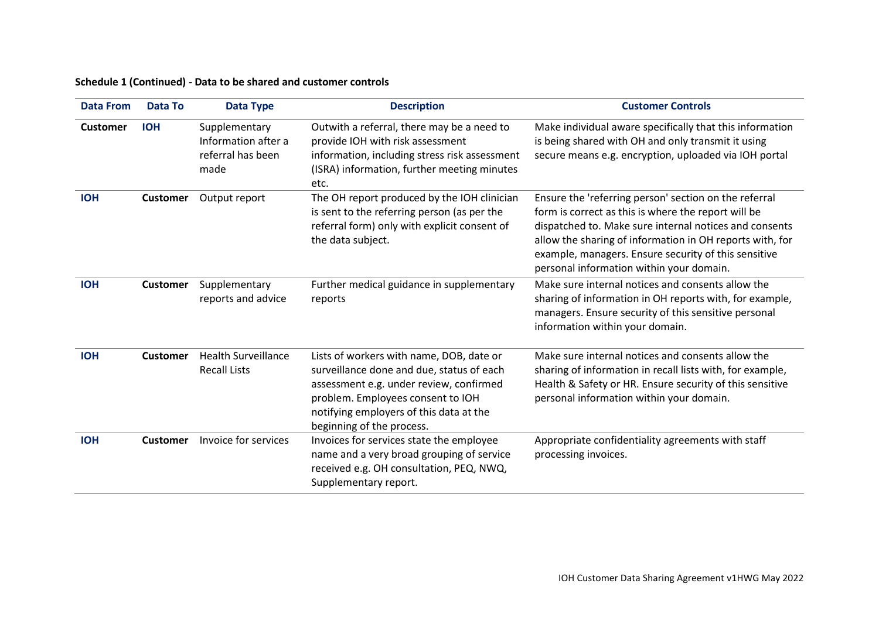**Schedule 1 (Continued) - Data to be shared and customer controls**

| Data From | Data To | Data Type | Description | Customer Controls |
|---|---|---|---|---|
| **Customer** | **IOH** | Supplementary Information after a referral has been made | Outwith a referral, there may be a need to provide IOH with risk assessment information, including stress risk assessment (ISRA) information, further meeting minutes etc. | Make individual aware specifically that this information is being shared with OH and only transmit it using secure means e.g. encryption, uploaded via IOH portal |
| **IOH** | **Customer** | Output report | The OH report produced by the IOH clinician is sent to the referring person (as per the referral form) only with explicit consent of the data subject. | Ensure the 'referring person' section on the referral form is correct as this is where the report will be dispatched to. Make sure internal notices and consents allow the sharing of information in OH reports with, for example, managers. Ensure security of this sensitive personal information within your domain. |
| **IOH** | **Customer** | Supplementary reports and advice | Further medical guidance in supplementary reports | Make sure internal notices and consents allow the sharing of information in OH reports with, for example, managers. Ensure security of this sensitive personal information within your domain. |
| **IOH** | **Customer** | Health Surveillance Recall Lists | Lists of workers with name, DOB, date or surveillance done and due, status of each assessment e.g. under review, confirmed problem. Employees consent to IOH notifying employers of this data at the beginning of the process. | Make sure internal notices and consents allow the sharing of information in recall lists with, for example, Health & Safety or HR. Ensure security of this sensitive personal information within your domain. |
| **IOH** | **Customer** | Invoice for services | Invoices for services state the employee name and a very broad grouping of service received e.g. OH consultation, PEQ, NWQ, Supplementary report. | Appropriate confidentiality agreements with staff processing invoices. |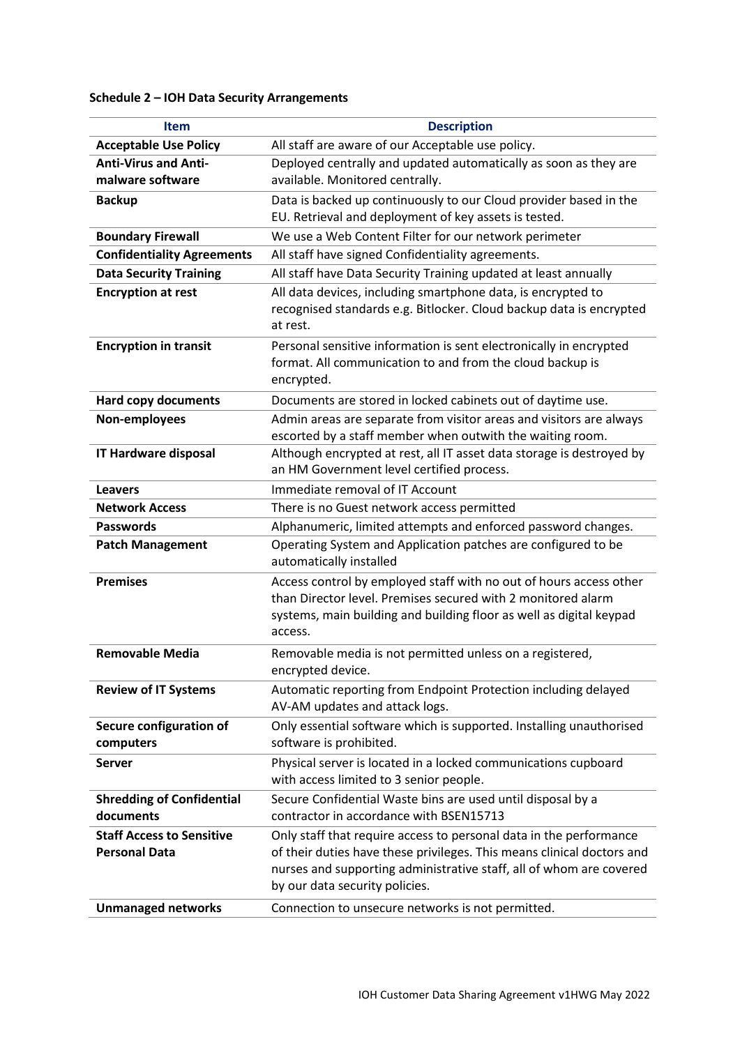**Schedule 2 – IOH Data Security Arrangements**

| Item | Description |
|---|---|
| **Acceptable Use Policy** | All staff are aware of our Acceptable use policy. |
| **Anti-Virus and Anti-malware software** | Deployed centrally and updated automatically as soon as they are available. Monitored centrally. |
| **Backup** | Data is backed up continuously to our Cloud provider based in the EU. Retrieval and deployment of key assets is tested. |
| **Boundary Firewall** | We use a Web Content Filter for our network perimeter |
| **Confidentiality Agreements** | All staff have signed Confidentiality agreements. |
| **Data Security Training** | All staff have Data Security Training updated at least annually |
| **Encryption at rest** | All data devices, including smartphone data, is encrypted to recognised standards e.g. Bitlocker. Cloud backup data is encrypted at rest. |
| **Encryption in transit** | Personal sensitive information is sent electronically in encrypted format. All communication to and from the cloud backup is encrypted. |
| **Hard copy documents** | Documents are stored in locked cabinets out of daytime use. |
| **Non-employees** | Admin areas are separate from visitor areas and visitors are always escorted by a staff member when outwith the waiting room. |
| **IT Hardware disposal** | Although encrypted at rest, all IT asset data storage is destroyed by an HM Government level certified process. |
| **Leavers** | Immediate removal of IT Account |
| **Network Access** | There is no Guest network access permitted |
| **Passwords** | Alphanumeric, limited attempts and enforced password changes. |
| **Patch Management** | Operating System and Application patches are configured to be automatically installed |
| **Premises** | Access control by employed staff with no out of hours access other than Director level. Premises secured with 2 monitored alarm systems, main building and building floor as well as digital keypad access. |
| **Removable Media** | Removable media is not permitted unless on a registered, encrypted device. |
| **Review of IT Systems** | Automatic reporting from Endpoint Protection including delayed AV-AM updates and attack logs. |
| **Secure configuration of computers** | Only essential software which is supported. Installing unauthorised software is prohibited. |
| **Server** | Physical server is located in a locked communications cupboard with access limited to 3 senior people. |
| **Shredding of Confidential documents** | Secure Confidential Waste bins are used until disposal by a contractor in accordance with BSEN15713 |
| **Staff Access to Sensitive Personal Data** | Only staff that require access to personal data in the performance of their duties have these privileges. This means clinical doctors and nurses and supporting administrative staff, all of whom are covered by our data security policies. |
| **Unmanaged networks** | Connection to unsecure networks is not permitted. |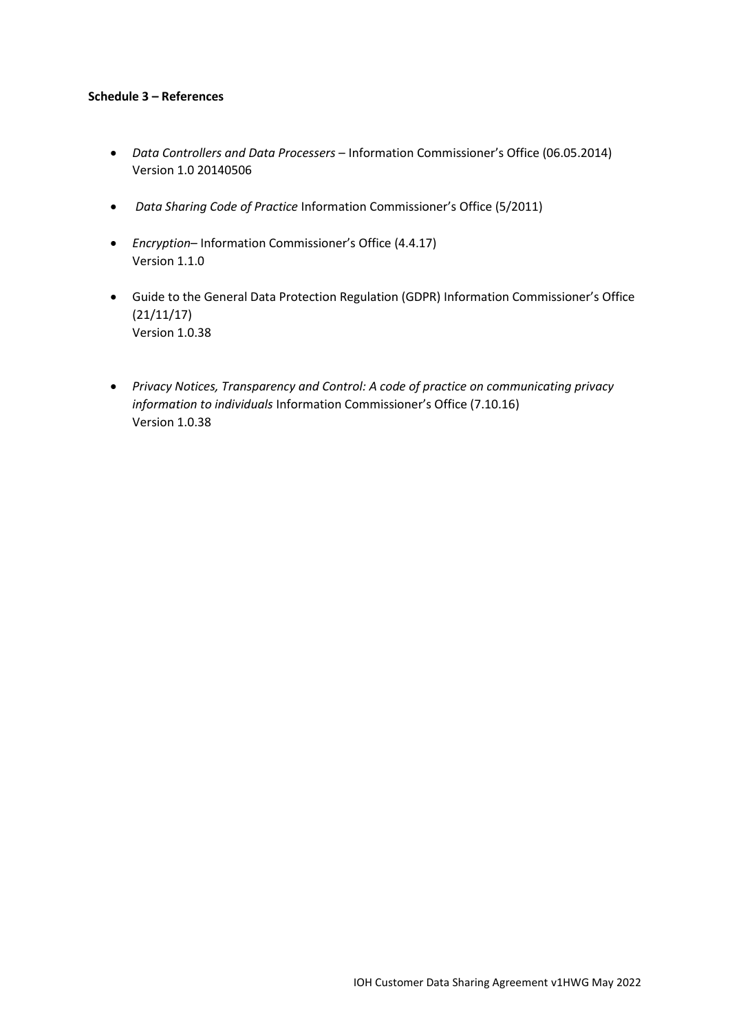**Schedule 3 – References**

- *Data Controllers and Data Processers* – Information Commissioner's Office (06.05.2014) Version 1.0 20140506
- *Data Sharing Code of Practice* Information Commissioner's Office (5/2011)
- *Encryption*– Information Commissioner's Office (4.4.17) Version 1.1.0
- Guide to the General Data Protection Regulation (GDPR) Information Commissioner's Office (21/11/17) Version 1.0.38
- *Privacy Notices, Transparency and Control: A code of practice on communicating privacy information to individuals* Information Commissioner's Office (7.10.16) Version 1.0.38